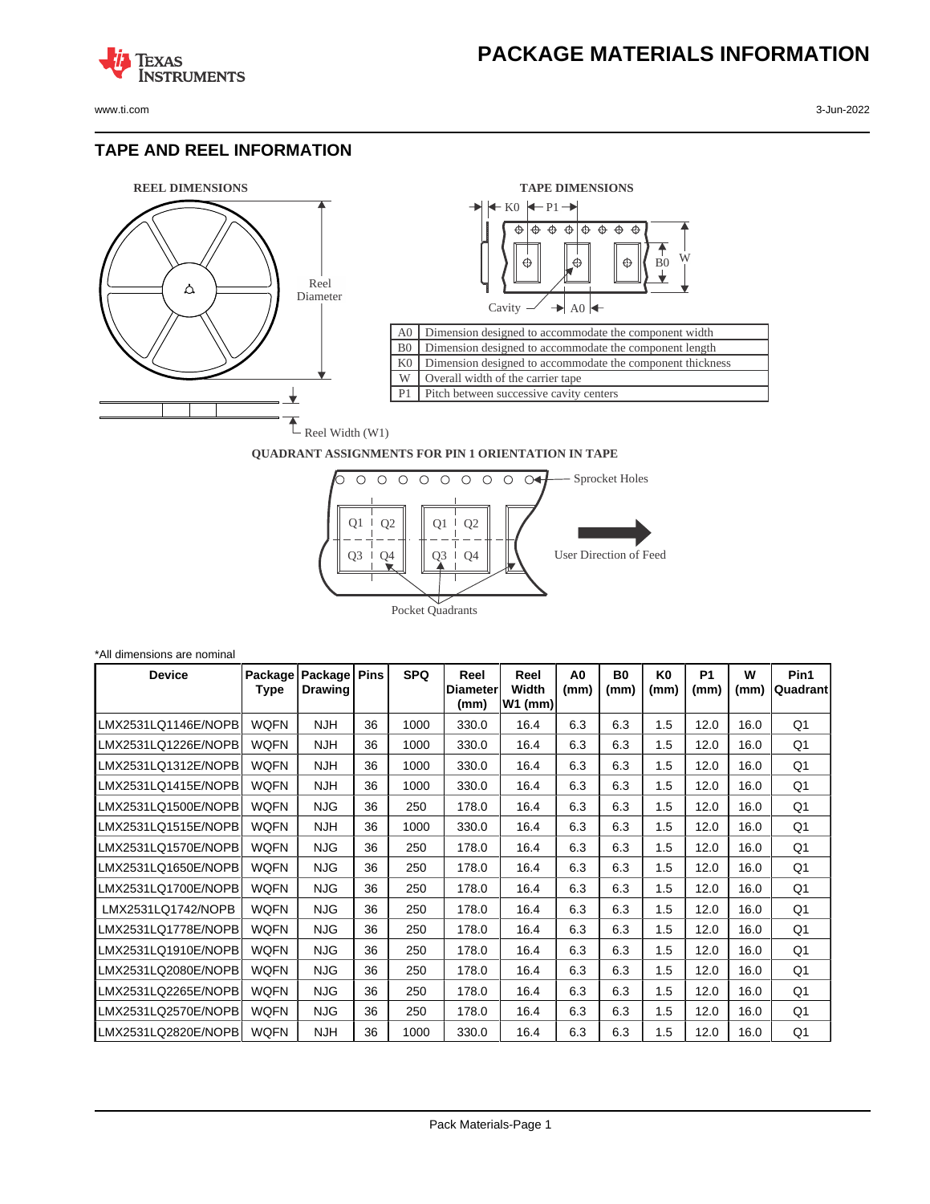# PACKAGE MATERIALS INFORMATION

## TAPE AND REEL INFORMATION

REEL DIMENSIONS

Reel Diameter

Reel Width (W1)

TAPE DIMENSIONS

K0 P1

B0 W

Cavity A0

| | |
|---|---|
| A0 | Dimension designed to accommodate the component width |
| B0 | Dimension designed to accommodate the component length |
| K0 | Dimension designed to accommodate the component thickness |
| W | Overall width of the carrier tape |
| P1 | Pitch between successive cavity centers |

QUADRANT ASSIGNMENTS FOR PIN 1 ORIENTATION IN TAPE

Sprocket Holes

Q1 Q2 Q3 Q4

User Direction of Feed

Pocket Quadrants

*All dimensions are nominal

| Device | Package Type | Package Drawing | Pins | SPQ | Reel Diameter (mm) | Reel Width W1 (mm) | A0 (mm) | B0 (mm) | K0 (mm) | P1 (mm) | W (mm) | Pin1 Quadrant |
|---|---|---|---|---|---|---|---|---|---|---|---|---|
| LMX2531LQ1146E/NOPB | WQFN | NJH | 36 | 1000 | 330.0 | 16.4 | 6.3 | 6.3 | 1.5 | 12.0 | 16.0 | Q1 |
| LMX2531LQ1226E/NOPB | WQFN | NJH | 36 | 1000 | 330.0 | 16.4 | 6.3 | 6.3 | 1.5 | 12.0 | 16.0 | Q1 |
| LMX2531LQ1312E/NOPB | WQFN | NJH | 36 | 1000 | 330.0 | 16.4 | 6.3 | 6.3 | 1.5 | 12.0 | 16.0 | Q1 |
| LMX2531LQ1415E/NOPB | WQFN | NJH | 36 | 1000 | 330.0 | 16.4 | 6.3 | 6.3 | 1.5 | 12.0 | 16.0 | Q1 |
| LMX2531LQ1500E/NOPB | WQFN | NJG | 36 | 250 | 178.0 | 16.4 | 6.3 | 6.3 | 1.5 | 12.0 | 16.0 | Q1 |
| LMX2531LQ1515E/NOPB | WQFN | NJH | 36 | 1000 | 330.0 | 16.4 | 6.3 | 6.3 | 1.5 | 12.0 | 16.0 | Q1 |
| LMX2531LQ1570E/NOPB | WQFN | NJG | 36 | 250 | 178.0 | 16.4 | 6.3 | 6.3 | 1.5 | 12.0 | 16.0 | Q1 |
| LMX2531LQ1650E/NOPB | WQFN | NJG | 36 | 250 | 178.0 | 16.4 | 6.3 | 6.3 | 1.5 | 12.0 | 16.0 | Q1 |
| LMX2531LQ1700E/NOPB | WQFN | NJG | 36 | 250 | 178.0 | 16.4 | 6.3 | 6.3 | 1.5 | 12.0 | 16.0 | Q1 |
| LMX2531LQ1742/NOPB | WQFN | NJG | 36 | 250 | 178.0 | 16.4 | 6.3 | 6.3 | 1.5 | 12.0 | 16.0 | Q1 |
| LMX2531LQ1778E/NOPB | WQFN | NJG | 36 | 250 | 178.0 | 16.4 | 6.3 | 6.3 | 1.5 | 12.0 | 16.0 | Q1 |
| LMX2531LQ1910E/NOPB | WQFN | NJG | 36 | 250 | 178.0 | 16.4 | 6.3 | 6.3 | 1.5 | 12.0 | 16.0 | Q1 |
| LMX2531LQ2080E/NOPB | WQFN | NJG | 36 | 250 | 178.0 | 16.4 | 6.3 | 6.3 | 1.5 | 12.0 | 16.0 | Q1 |
| LMX2531LQ2265E/NOPB | WQFN | NJG | 36 | 250 | 178.0 | 16.4 | 6.3 | 6.3 | 1.5 | 12.0 | 16.0 | Q1 |
| LMX2531LQ2570E/NOPB | WQFN | NJG | 36 | 250 | 178.0 | 16.4 | 6.3 | 6.3 | 1.5 | 12.0 | 16.0 | Q1 |
| LMX2531LQ2820E/NOPB | WQFN | NJH | 36 | 1000 | 330.0 | 16.4 | 6.3 | 6.3 | 1.5 | 12.0 | 16.0 | Q1 |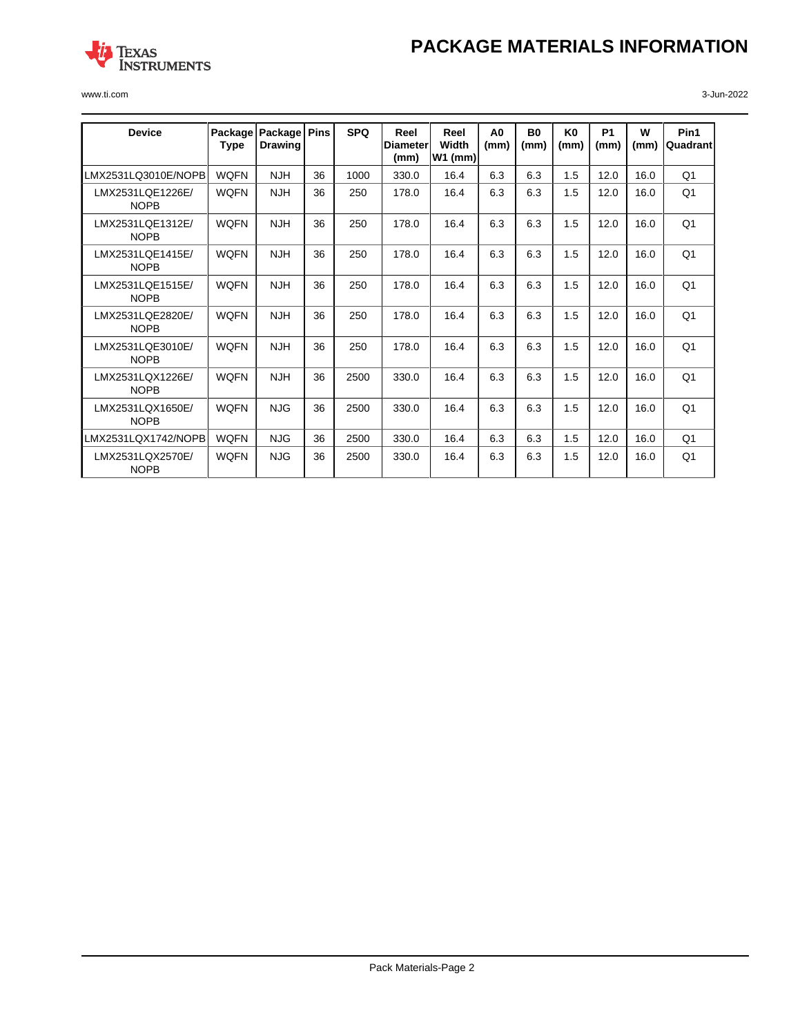# PACKAGE MATERIALS INFORMATION

| Device | Package Type | Package Drawing | Pins | SPQ | Reel Diameter (mm) | Reel Width W1 (mm) | A0 (mm) | B0 (mm) | K0 (mm) | P1 (mm) | W (mm) | Pin1 Quadrant |
|---|---|---|---|---|---|---|---|---|---|---|---|---|
| LMX2531LQ3010E/NOPB | WQFN | NJH | 36 | 1000 | 330.0 | 16.4 | 6.3 | 6.3 | 1.5 | 12.0 | 16.0 | Q1 |
| LMX2531LQE1226E/NOPB | WQFN | NJH | 36 | 250 | 178.0 | 16.4 | 6.3 | 6.3 | 1.5 | 12.0 | 16.0 | Q1 |
| LMX2531LQE1312E/NOPB | WQFN | NJH | 36 | 250 | 178.0 | 16.4 | 6.3 | 6.3 | 1.5 | 12.0 | 16.0 | Q1 |
| LMX2531LQE1415E/NOPB | WQFN | NJH | 36 | 250 | 178.0 | 16.4 | 6.3 | 6.3 | 1.5 | 12.0 | 16.0 | Q1 |
| LMX2531LQE1515E/NOPB | WQFN | NJH | 36 | 250 | 178.0 | 16.4 | 6.3 | 6.3 | 1.5 | 12.0 | 16.0 | Q1 |
| LMX2531LQE2820E/NOPB | WQFN | NJH | 36 | 250 | 178.0 | 16.4 | 6.3 | 6.3 | 1.5 | 12.0 | 16.0 | Q1 |
| LMX2531LQE3010E/NOPB | WQFN | NJH | 36 | 250 | 178.0 | 16.4 | 6.3 | 6.3 | 1.5 | 12.0 | 16.0 | Q1 |
| LMX2531LQX1226E/NOPB | WQFN | NJH | 36 | 2500 | 330.0 | 16.4 | 6.3 | 6.3 | 1.5 | 12.0 | 16.0 | Q1 |
| LMX2531LQX1650E/NOPB | WQFN | NJG | 36 | 2500 | 330.0 | 16.4 | 6.3 | 6.3 | 1.5 | 12.0 | 16.0 | Q1 |
| LMX2531LQX1742/NOPB | WQFN | NJG | 36 | 2500 | 330.0 | 16.4 | 6.3 | 6.3 | 1.5 | 12.0 | 16.0 | Q1 |
| LMX2531LQX2570E/NOPB | WQFN | NJG | 36 | 2500 | 330.0 | 16.4 | 6.3 | 6.3 | 1.5 | 12.0 | 16.0 | Q1 |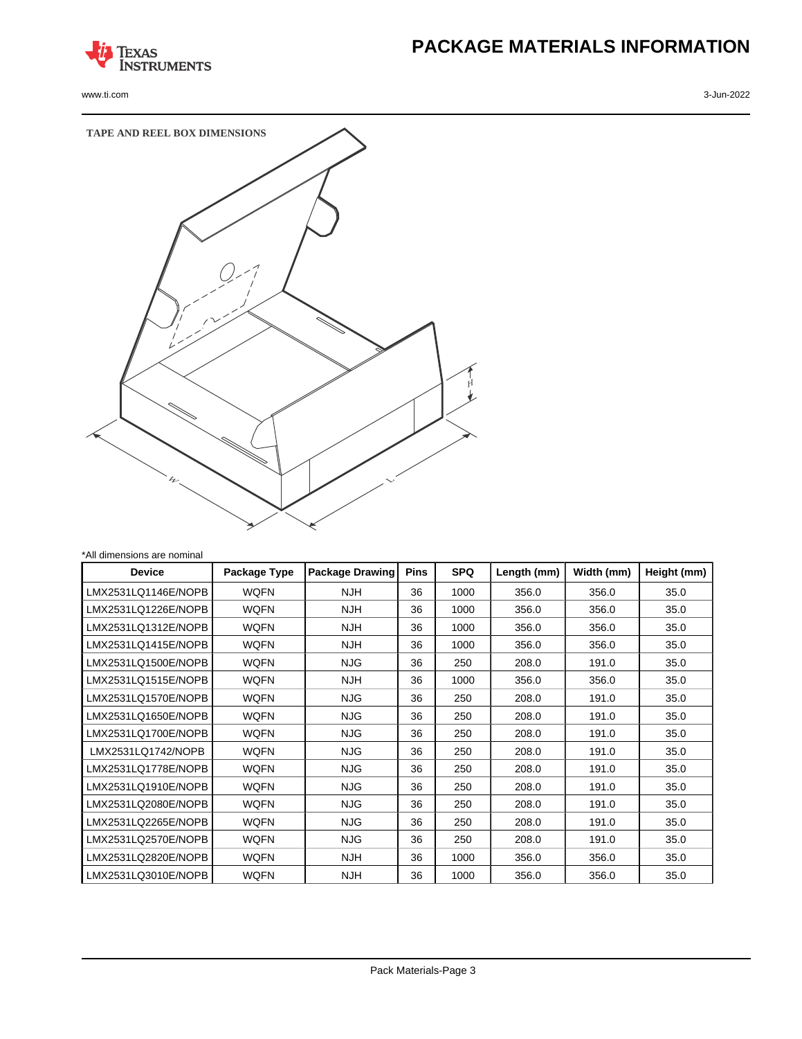## TAPE AND REEL BOX DIMENSIONS

*All dimensions are nominal

| Device | Package Type | Package Drawing | Pins | SPQ | Length (mm) | Width (mm) | Height (mm) |
|---|---|---|---|---|---|---|---|
| LMX2531LQ1146E/NOPB | WQFN | NJH | 36 | 1000 | 356.0 | 356.0 | 35.0 |
| LMX2531LQ1226E/NOPB | WQFN | NJH | 36 | 1000 | 356.0 | 356.0 | 35.0 |
| LMX2531LQ1312E/NOPB | WQFN | NJH | 36 | 1000 | 356.0 | 356.0 | 35.0 |
| LMX2531LQ1415E/NOPB | WQFN | NJH | 36 | 1000 | 356.0 | 356.0 | 35.0 |
| LMX2531LQ1500E/NOPB | WQFN | NJG | 36 | 250 | 208.0 | 191.0 | 35.0 |
| LMX2531LQ1515E/NOPB | WQFN | NJH | 36 | 1000 | 356.0 | 356.0 | 35.0 |
| LMX2531LQ1570E/NOPB | WQFN | NJG | 36 | 250 | 208.0 | 191.0 | 35.0 |
| LMX2531LQ1650E/NOPB | WQFN | NJG | 36 | 250 | 208.0 | 191.0 | 35.0 |
| LMX2531LQ1700E/NOPB | WQFN | NJG | 36 | 250 | 208.0 | 191.0 | 35.0 |
| LMX2531LQ1742/NOPB | WQFN | NJG | 36 | 250 | 208.0 | 191.0 | 35.0 |
| LMX2531LQ1778E/NOPB | WQFN | NJG | 36 | 250 | 208.0 | 191.0 | 35.0 |
| LMX2531LQ1910E/NOPB | WQFN | NJG | 36 | 250 | 208.0 | 191.0 | 35.0 |
| LMX2531LQ2080E/NOPB | WQFN | NJG | 36 | 250 | 208.0 | 191.0 | 35.0 |
| LMX2531LQ2265E/NOPB | WQFN | NJG | 36 | 250 | 208.0 | 191.0 | 35.0 |
| LMX2531LQ2570E/NOPB | WQFN | NJG | 36 | 250 | 208.0 | 191.0 | 35.0 |
| LMX2531LQ2820E/NOPB | WQFN | NJH | 36 | 1000 | 356.0 | 356.0 | 35.0 |
| LMX2531LQ3010E/NOPB | WQFN | NJH | 36 | 1000 | 356.0 | 356.0 | 35.0 |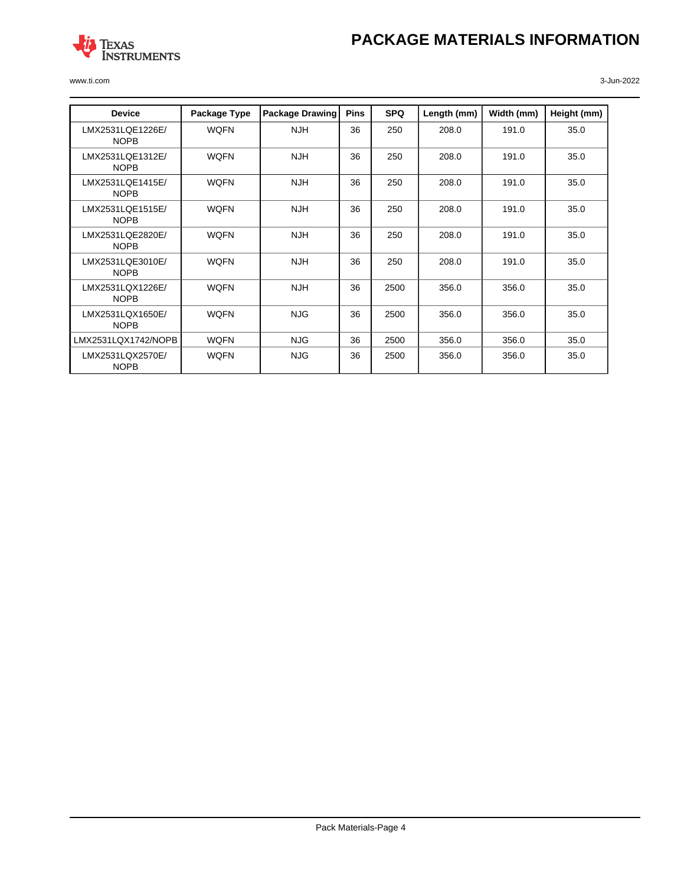| Device | Package Type | Package Drawing | Pins | SPQ | Length (mm) | Width (mm) | Height (mm) |
|---|---|---|---|---|---|---|---|
| LMX2531LQE1226E/NOPB | WQFN | NJH | 36 | 250 | 208.0 | 191.0 | 35.0 |
| LMX2531LQE1312E/NOPB | WQFN | NJH | 36 | 250 | 208.0 | 191.0 | 35.0 |
| LMX2531LQE1415E/NOPB | WQFN | NJH | 36 | 250 | 208.0 | 191.0 | 35.0 |
| LMX2531LQE1515E/NOPB | WQFN | NJH | 36 | 250 | 208.0 | 191.0 | 35.0 |
| LMX2531LQE2820E/NOPB | WQFN | NJH | 36 | 250 | 208.0 | 191.0 | 35.0 |
| LMX2531LQE3010E/NOPB | WQFN | NJH | 36 | 250 | 208.0 | 191.0 | 35.0 |
| LMX2531LQX1226E/NOPB | WQFN | NJH | 36 | 2500 | 356.0 | 356.0 | 35.0 |
| LMX2531LQX1650E/NOPB | WQFN | NJG | 36 | 2500 | 356.0 | 356.0 | 35.0 |
| LMX2531LQX1742/NOPB | WQFN | NJG | 36 | 2500 | 356.0 | 356.0 | 35.0 |
| LMX2531LQX2570E/NOPB | WQFN | NJG | 36 | 2500 | 356.0 | 356.0 | 35.0 |